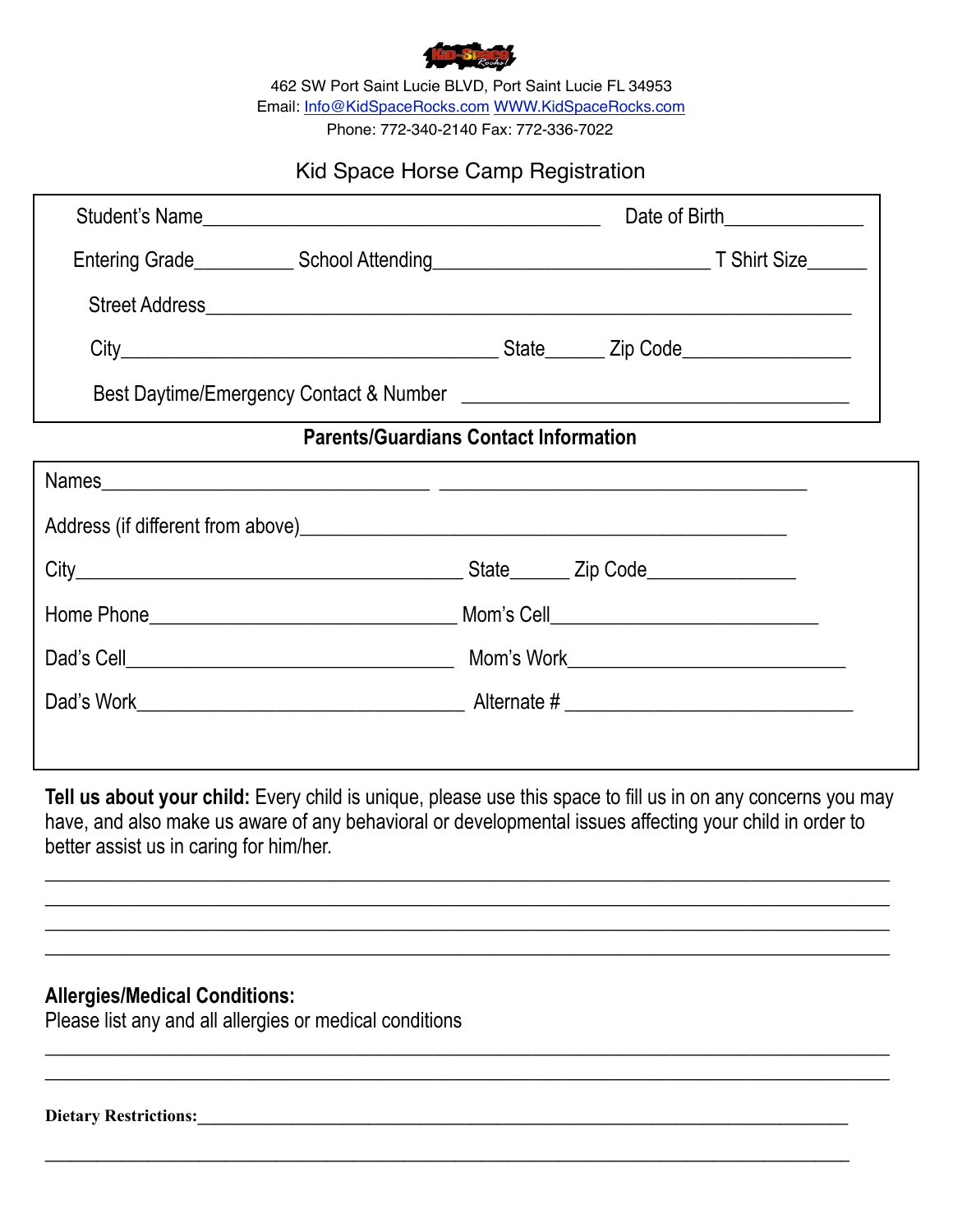462 SW Port Saint Lucie BLVD, Port Saint Lucie FL 34953
Email: Info@KidSpaceRocks.com WWW.KidSpaceRocks.com
Phone: 772-340-2140 Fax: 772-336-7022

# Kid Space Horse Camp Registration

Student's Name_______________________________________ Date of Birth_____________

Entering Grade_________ School Attending___________________________ T Shirt Size______

Street Address_______________________________________________________________

City____________________________________ State______ Zip Code________________

Best Daytime/Emergency Contact & Number ______________________________________

## Parents/Guardians Contact Information

Names________________________________ ____________________________________

Address (if different from above)_______________________________________________

City______________________________________ State______ Zip Code______________

Home Phone______________________________ Mom's Cell__________________________

Dad's Cell________________________________ Mom's Work__________________________

Dad's Work_______________________________ Alternate # ___________________________

**Tell us about your child:** Every child is unique, please use this space to fill us in on any concerns you may have, and also make us aware of any behavioral or developmental issues affecting your child in order to better assist us in caring for him/her.

_____________________________________________________________________________
_____________________________________________________________________________
_____________________________________________________________________________
_____________________________________________________________________________

**Allergies/Medical Conditions:**
Please list any and all allergies or medical conditions

_____________________________________________________________________________
_____________________________________________________________________________

**Dietary Restrictions:**___________________________________________________________

_____________________________________________________________________________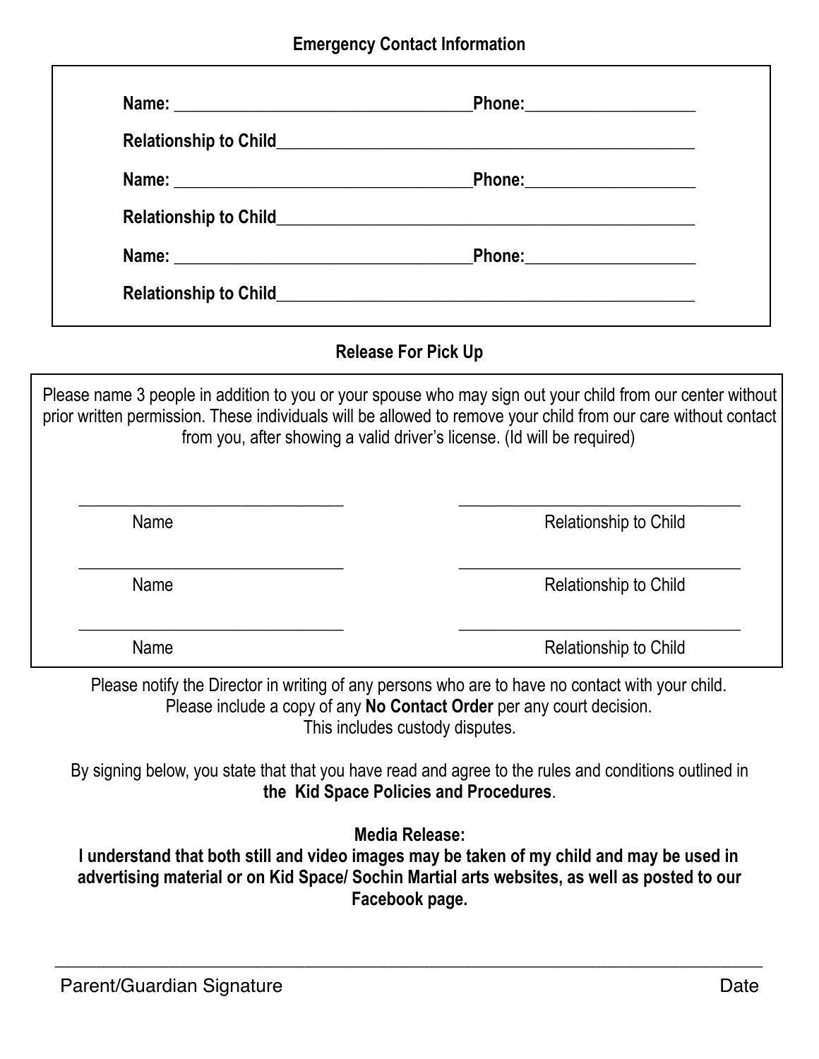## Emergency Contact Information

**Name:** ____________________________________ **Phone:** ____________________

**Relationship to Child** __________________________________________________

**Name:** ____________________________________ **Phone:** ____________________

**Relationship to Child** __________________________________________________

**Name:** ____________________________________ **Phone:** ____________________

**Relationship to Child** __________________________________________________

## Release For Pick Up

Please name 3 people in addition to you or your spouse who may sign out your child from our center without prior written permission. These individuals will be allowed to remove your child from our care without contact from you, after showing a valid driver's license. (Id will be required)

| Name | Relationship to Child |
| --- | --- |
| ________________________________ | __________________________________ |
| ________________________________ | __________________________________ |
| ________________________________ | __________________________________ |

Please notify the Director in writing of any persons who are to have no contact with your child.
Please include a copy of any **No Contact Order** per any court decision.
This includes custody disputes.

By signing below, you state that that you have read and agree to the rules and conditions outlined in **the Kid Space Policies and Procedures**.

**Media Release:**
**I understand that both still and video images may be taken of my child and may be used in advertising material or on Kid Space/ Sochin Martial arts websites, as well as posted to our Facebook page.**

______________________________________________________________________________

Parent/Guardian Signature Date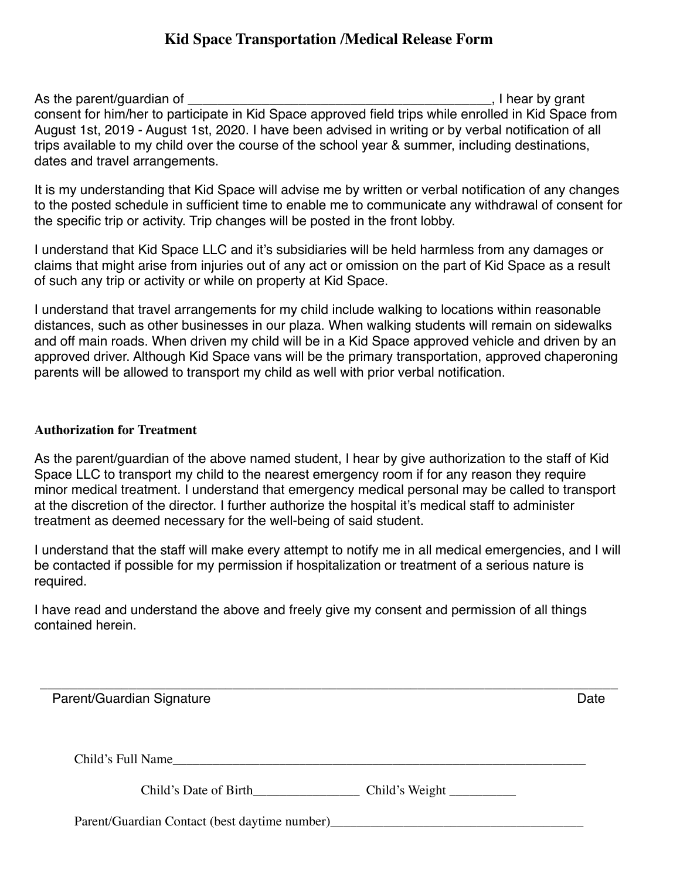# Kid Space Transportation /Medical Release Form

As the parent/guardian of ________________________________________, I hear by grant consent for him/her to participate in Kid Space approved field trips while enrolled in Kid Space from August 1st, 2019 - August 1st, 2020. I have been advised in writing or by verbal notification of all trips available to my child over the course of the school year & summer, including destinations, dates and travel arrangements.

It is my understanding that Kid Space will advise me by written or verbal notification of any changes to the posted schedule in sufficient time to enable me to communicate any withdrawal of consent for the specific trip or activity. Trip changes will be posted in the front lobby.

I understand that Kid Space LLC and it's subsidiaries will be held harmless from any damages or claims that might arise from injuries out of any act or omission on the part of Kid Space as a result of such any trip or activity or while on property at Kid Space.

I understand that travel arrangements for my child include walking to locations within reasonable distances, such as other businesses in our plaza. When walking students will remain on sidewalks and off main roads. When driven my child will be in a Kid Space approved vehicle and driven by an approved driver. Although Kid Space vans will be the primary transportation, approved chaperoning parents will be allowed to transport my child as well with prior verbal notification.

**Authorization for Treatment**

As the parent/guardian of the above named student, I hear by give authorization to the staff of Kid Space LLC to transport my child to the nearest emergency room if for any reason they require minor medical treatment. I understand that emergency medical personal may be called to transport at the discretion of the director. I further authorize the hospital it's medical staff to administer treatment as deemed necessary for the well-being of said student.

I understand that the staff will make every attempt to notify me in all medical emergencies, and I will be contacted if possible for my permission if hospitalization or treatment of a serious nature is required.

I have read and understand the above and freely give my consent and permission of all things contained herein.

______________________________________________________________________________

Parent/Guardian Signature                                                                                                    Date

Child's Full Name_______________________________________________________________

Child's Date of Birth_______________ Child's Weight _________

Parent/Guardian Contact (best daytime number)___________________________________